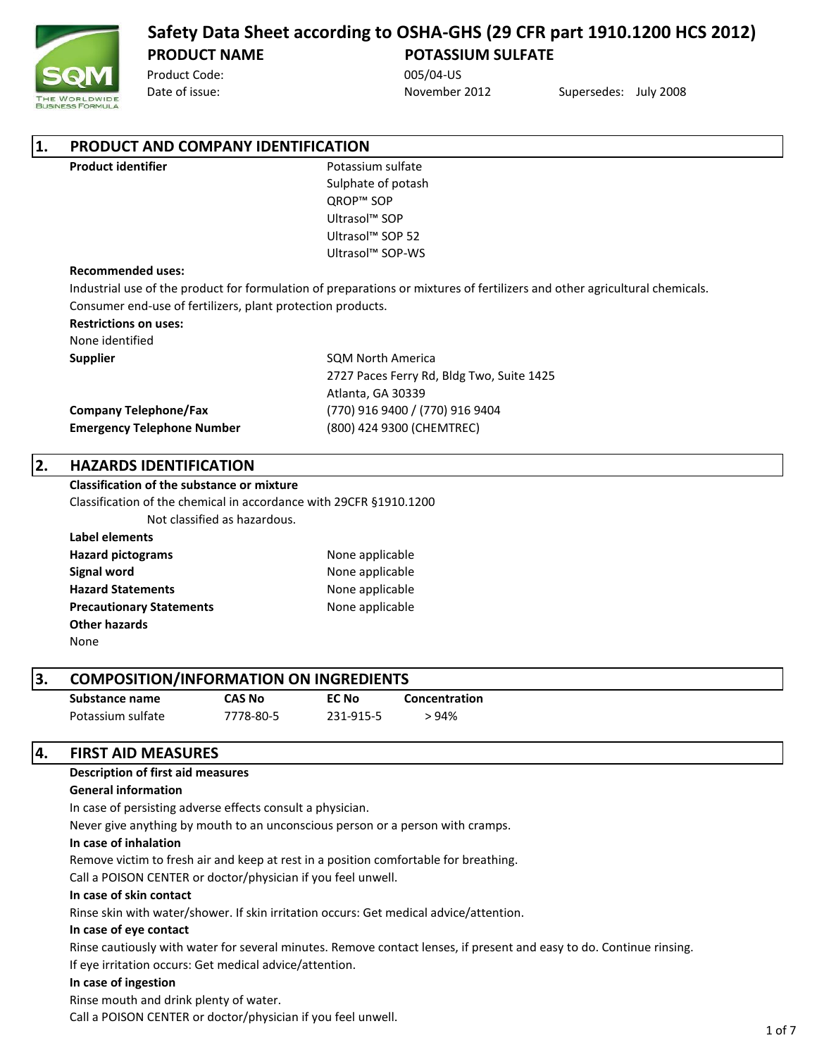# Safety Data Sheet according to OSHA-GHS (29 CFR part 1910.1200 HCS 2012)

**PRODUCT NAME** **POTASSIUM SULFATE**

Product Code: 005/04-US

Date of issue: November 2012 Supersedes: July 2008

## 1. PRODUCT AND COMPANY IDENTIFICATION

**Product identifier**

Potassium sulfate
Sulphate of potash
QROP™ SOP
Ultrasol™ SOP
Ultrasol™ SOP 52
Ultrasol™ SOP-WS

**Recommended uses:**

Industrial use of the product for formulation of preparations or mixtures of fertilizers and other agricultural chemicals.
Consumer end-use of fertilizers, plant protection products.

**Restrictions on uses:**

None identified

**Supplier**

SQM North America
2727 Paces Ferry Rd, Bldg Two, Suite 1425
Atlanta, GA 30339

**Company Telephone/Fax** (770) 916 9400 / (770) 916 9404

**Emergency Telephone Number** (800) 424 9300 (CHEMTREC)

## 2. HAZARDS IDENTIFICATION

**Classification of the substance or mixture**

Classification of the chemical in accordance with 29CFR §1910.1200

Not classified as hazardous.

**Label elements**

**Hazard pictograms** None applicable

**Signal word** None applicable

**Hazard Statements** None applicable

**Precautionary Statements** None applicable

**Other hazards**

None

## 3. COMPOSITION/INFORMATION ON INGREDIENTS

| Substance name | CAS No | EC No | Concentration |
|---|---|---|---|
| Potassium sulfate | 7778-80-5 | 231-915-5 | > 94% |

## 4. FIRST AID MEASURES

**Description of first aid measures**

**General information**

In case of persisting adverse effects consult a physician.
Never give anything by mouth to an unconscious person or a person with cramps.

**In case of inhalation**

Remove victim to fresh air and keep at rest in a position comfortable for breathing.
Call a POISON CENTER or doctor/physician if you feel unwell.

**In case of skin contact**

Rinse skin with water/shower. If skin irritation occurs: Get medical advice/attention.

**In case of eye contact**

Rinse cautiously with water for several minutes. Remove contact lenses, if present and easy to do. Continue rinsing.
If eye irritation occurs: Get medical advice/attention.

**In case of ingestion**

Rinse mouth and drink plenty of water.
Call a POISON CENTER or doctor/physician if you feel unwell.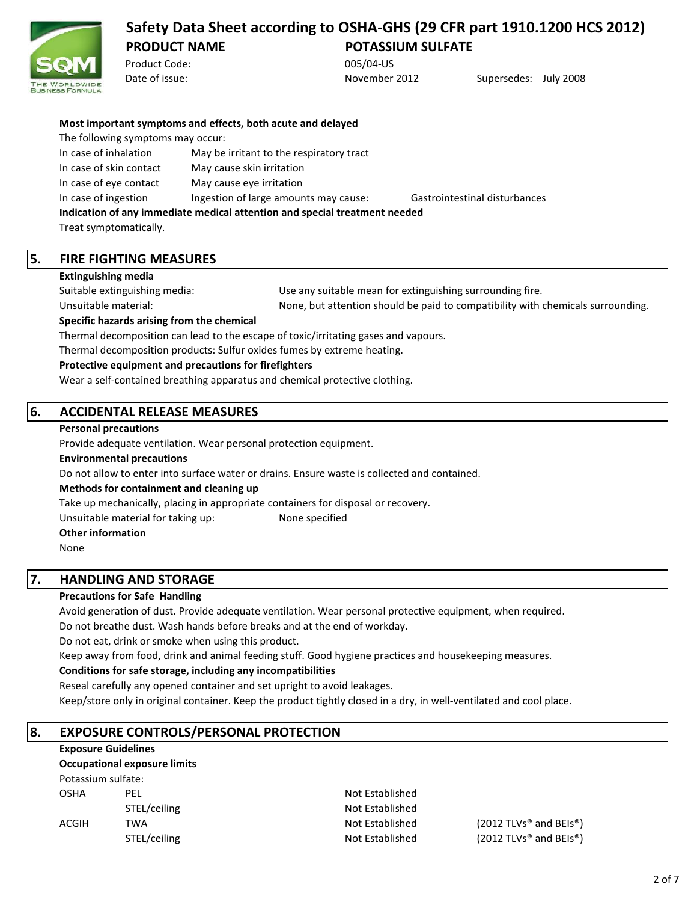**Most important symptoms and effects, both acute and delayed**

The following symptoms may occur:

| | | |
|---|---|---|
| In case of inhalation | May be irritant to the respiratory tract | |
| In case of skin contact | May cause skin irritation | |
| In case of eye contact | May cause eye irritation | |
| In case of ingestion | Ingestion of large amounts may cause: | Gastrointestinal disturbances |

**Indication of any immediate medical attention and special treatment needed**

Treat symptomatically.

## 5. FIRE FIGHTING MEASURES

**Extinguishing media**

Suitable extinguishing media: Use any suitable mean for extinguishing surrounding fire.

Unsuitable material: None, but attention should be paid to compatibility with chemicals surrounding.

**Specific hazards arising from the chemical**

Thermal decomposition can lead to the escape of toxic/irritating gases and vapours.

Thermal decomposition products: Sulfur oxides fumes by extreme heating.

**Protective equipment and precautions for firefighters**

Wear a self-contained breathing apparatus and chemical protective clothing.

## 6. ACCIDENTAL RELEASE MEASURES

**Personal precautions**

Provide adequate ventilation. Wear personal protection equipment.

**Environmental precautions**

Do not allow to enter into surface water or drains. Ensure waste is collected and contained.

**Methods for containment and cleaning up**

Take up mechanically, placing in appropriate containers for disposal or recovery.

Unsuitable material for taking up: None specified

**Other information**

None

## 7. HANDLING AND STORAGE

**Precautions for Safe Handling**

Avoid generation of dust. Provide adequate ventilation. Wear personal protective equipment, when required.

Do not breathe dust. Wash hands before breaks and at the end of workday.

Do not eat, drink or smoke when using this product.

Keep away from food, drink and animal feeding stuff. Good hygiene practices and housekeeping measures.

**Conditions for safe storage, including any incompatibilities**

Reseal carefully any opened container and set upright to avoid leakages.

Keep/store only in original container. Keep the product tightly closed in a dry, in well-ventilated and cool place.

## 8. EXPOSURE CONTROLS/PERSONAL PROTECTION

**Exposure Guidelines**

**Occupational exposure limits**

Potassium sulfate:

| | | | |
|---|---|---|---|
| OSHA | PEL | Not Established | |
| | STEL/ceiling | Not Established | |
| ACGIH | TWA | Not Established | (2012 TLVs® and BEIs®) |
| | STEL/ceiling | Not Established | (2012 TLVs® and BEIs®) |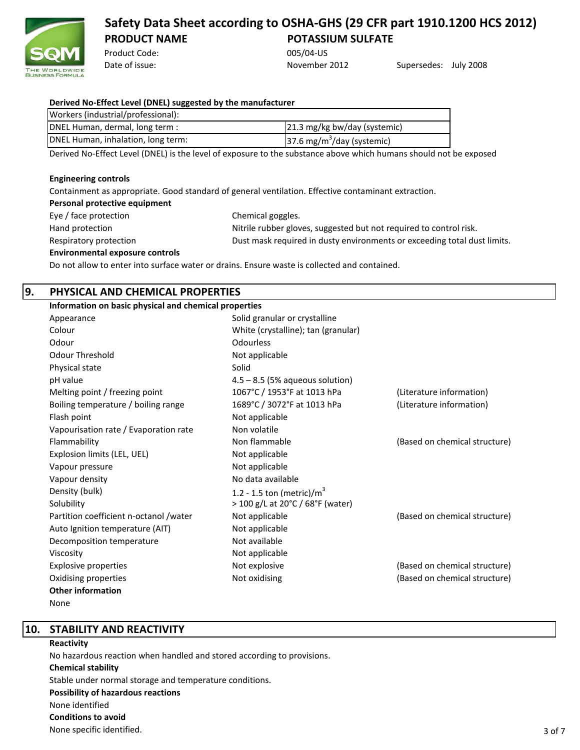**Derived No-Effect Level (DNEL) suggested by the manufacturer**

| Workers (industrial/professional): | |
|---|---|
| DNEL Human, dermal, long term : | 21.3 mg/kg bw/day (systemic) |
| DNEL Human, inhalation, long term: | 37.6 $mg/m^3$/day (systemic) |

Derived No-Effect Level (DNEL) is the level of exposure to the substance above which humans should not be exposed

**Engineering controls**

Containment as appropriate. Good standard of general ventilation. Effective contaminant extraction.

**Personal protective equipment**

| | |
|---|---|
| Eye / face protection | Chemical goggles. |
| Hand protection | Nitrile rubber gloves, suggested but not required to control risk. |
| Respiratory protection | Dust mask required in dusty environments or exceeding total dust limits. |

**Environmental exposure controls**

Do not allow to enter into surface water or drains. Ensure waste is collected and contained.

## 9. PHYSICAL AND CHEMICAL PROPERTIES

**Information on basic physical and chemical properties**

| | | |
|---|---|---|
| Appearance | Solid granular or crystalline | |
| Colour | White (crystalline); tan (granular) | |
| Odour | Odourless | |
| Odour Threshold | Not applicable | |
| Physical state | Solid | |
| pH value | 4.5 – 8.5 (5% aqueous solution) | |
| Melting point / freezing point | 1067°C / 1953°F at 1013 hPa | (Literature information) |
| Boiling temperature / boiling range | 1689°C / 3072°F at 1013 hPa | (Literature information) |
| Flash point | Not applicable | |
| Vapourisation rate / Evaporation rate | Non volatile | |
| Flammability | Non flammable | (Based on chemical structure) |
| Explosion limits (LEL, UEL) | Not applicable | |
| Vapour pressure | Not applicable | |
| Vapour density | No data available | |
| Density (bulk) | 1.2 - 1.5 ton (metric)/$m^3$ | |
| Solubility | > 100 g/L at 20°C / 68°F (water) | |
| Partition coefficient n-octanol /water | Not applicable | (Based on chemical structure) |
| Auto Ignition temperature (AIT) | Not applicable | |
| Decomposition temperature | Not available | |
| Viscosity | Not applicable | |
| Explosive properties | Not explosive | (Based on chemical structure) |
| Oxidising properties | Not oxidising | (Based on chemical structure) |

**Other information**

None

## 10. STABILITY AND REACTIVITY

**Reactivity**

No hazardous reaction when handled and stored according to provisions.

**Chemical stability**

Stable under normal storage and temperature conditions.

**Possibility of hazardous reactions**

None identified

**Conditions to avoid**

None specific identified.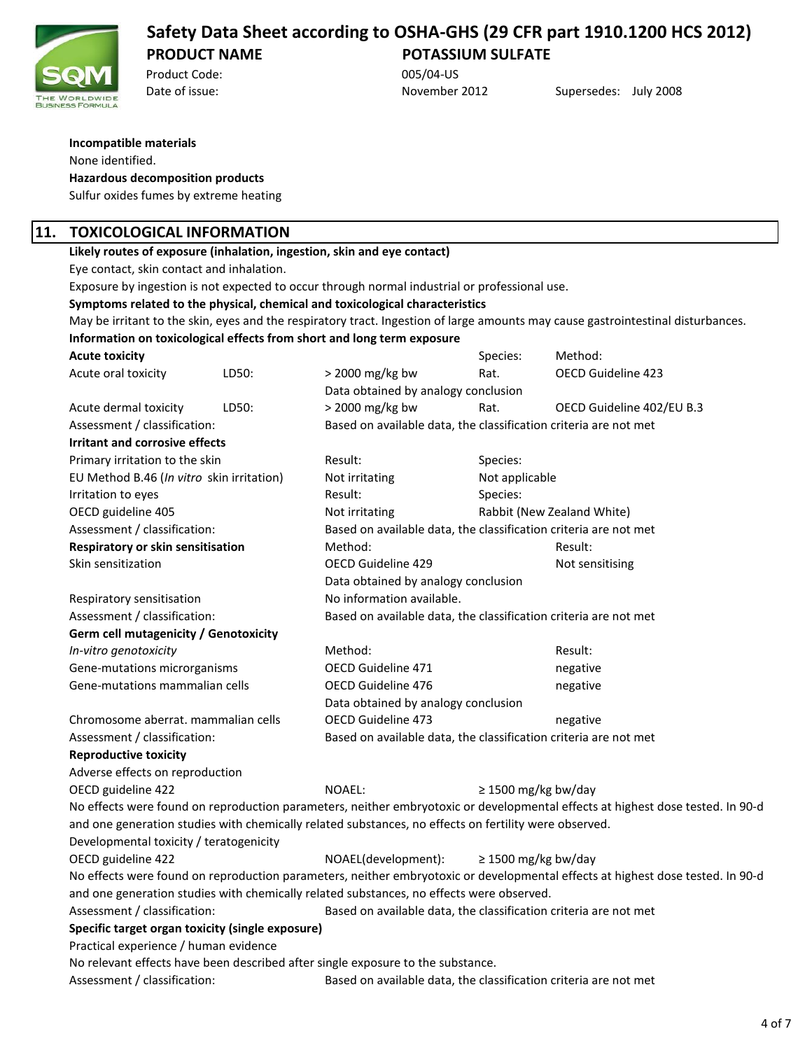**Incompatible materials**

None identified.

**Hazardous decomposition products**

Sulfur oxides fumes by extreme heating

## 11. TOXICOLOGICAL INFORMATION

**Likely routes of exposure (inhalation, ingestion, skin and eye contact)**

Eye contact, skin contact and inhalation.

Exposure by ingestion is not expected to occur through normal industrial or professional use.

**Symptoms related to the physical, chemical and toxicological characteristics**

May be irritant to the skin, eyes and the respiratory tract. Ingestion of large amounts may cause gastrointestinal disturbances.

**Information on toxicological effects from short and long term exposure**

**Acute toxicity**

| | | | Species: | Method: |
|---|---|---|---|---|
| Acute oral toxicity | LD50: | > 2000 mg/kg bw | Rat. | OECD Guideline 423 |
| | | Data obtained by analogy conclusion | | |
| Acute dermal toxicity | LD50: | > 2000 mg/kg bw | Rat. | OECD Guideline 402/EU B.3 |

Assessment / classification: Based on available data, the classification criteria are not met

**Irritant and corrosive effects**

| | Result: | Species: |
|---|---|---|
| Primary irritation to the skin | | |
| EU Method B.46 (*In vitro* skin irritation) | Not irritating | Not applicable |
| Irritation to eyes | Result: | Species: |
| OECD guideline 405 | Not irritating | Rabbit (New Zealand White) |

Assessment / classification: Based on available data, the classification criteria are not met

**Respiratory or skin sensitisation**

| | Method: | Result: |
|---|---|---|
| Skin sensitization | OECD Guideline 429 | Not sensitising |
| | Data obtained by analogy conclusion | |
| Respiratory sensitisation | No information available. | |

Assessment / classification: Based on available data, the classification criteria are not met

**Germ cell mutagenicity / Genotoxicity**

| *In-vitro genotoxicity* | Method: | Result: |
|---|---|---|
| Gene-mutations microrganisms | OECD Guideline 471 | negative |
| Gene-mutations mammalian cells | OECD Guideline 476 | negative |
| | Data obtained by analogy conclusion | |
| Chromosome aberrat. mammalian cells | OECD Guideline 473 | negative |

Assessment / classification: Based on available data, the classification criteria are not met

**Reproductive toxicity**

Adverse effects on reproduction

OECD guideline 422 NOAEL: ≥ 1500 mg/kg bw/day

No effects were found on reproduction parameters, neither embryotoxic or developmental effects at highest dose tested. In 90-d and one generation studies with chemically related substances, no effects on fertility were observed.

Developmental toxicity / teratogenicity

OECD guideline 422 NOAEL(development): ≥ 1500 mg/kg bw/day

No effects were found on reproduction parameters, neither embryotoxic or developmental effects at highest dose tested. In 90-d and one generation studies with chemically related substances, no effects were observed.

Assessment / classification: Based on available data, the classification criteria are not met

**Specific target organ toxicity (single exposure)**

Practical experience / human evidence

No relevant effects have been described after single exposure to the substance.

Assessment / classification: Based on available data, the classification criteria are not met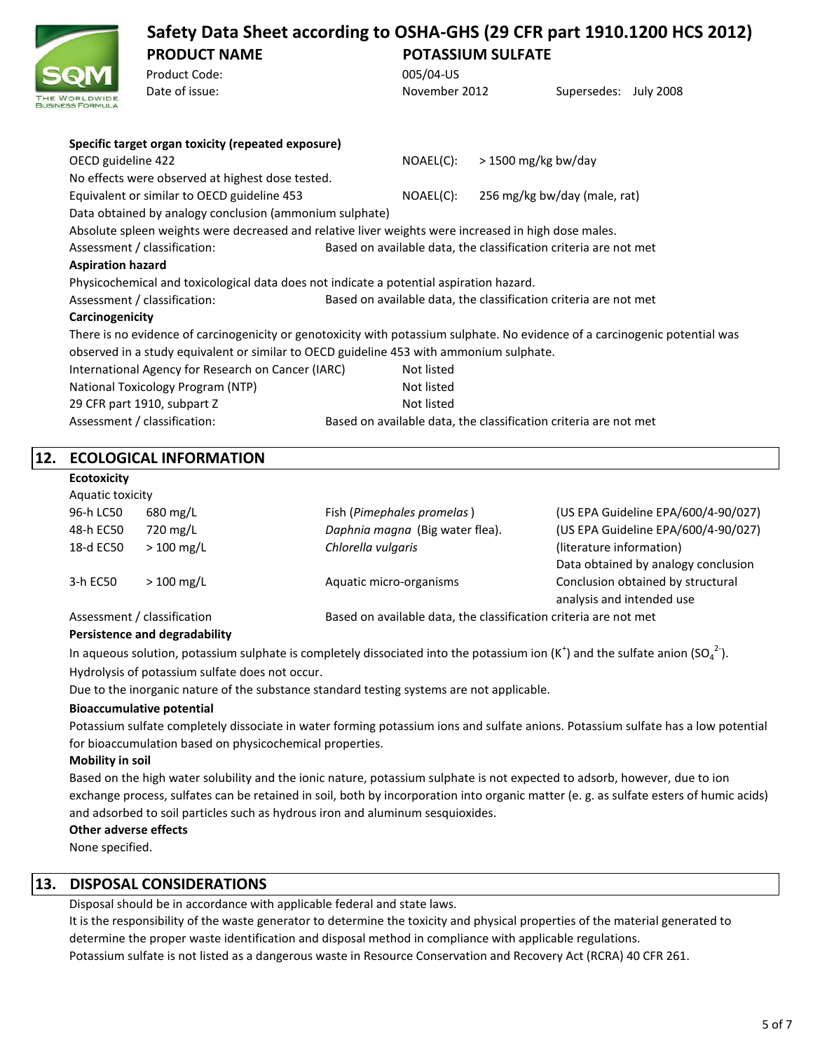**Specific target organ toxicity (repeated exposure)**

| | | |
|---|---|---|
| OECD guideline 422 | NOAEL(C): | > 1500 mg/kg bw/day |
| No effects were observed at highest dose tested. | | |
| Equivalent or similar to OECD guideline 453 | NOAEL(C): | 256 mg/kg bw/day (male, rat) |

Data obtained by analogy conclusion (ammonium sulphate)

Absolute spleen weights were decreased and relative liver weights were increased in high dose males.

Assessment / classification: Based on available data, the classification criteria are not met

**Aspiration hazard**

Physicochemical and toxicological data does not indicate a potential aspiration hazard.

Assessment / classification: Based on available data, the classification criteria are not met

**Carcinogenicity**

There is no evidence of carcinogenicity or genotoxicity with potassium sulphate. No evidence of a carcinogenic potential was observed in a study equivalent or similar to OECD guideline 453 with ammonium sulphate.

| | |
|---|---|
| International Agency for Research on Cancer (IARC) | Not listed |
| National Toxicology Program (NTP) | Not listed |
| 29 CFR part 1910, subpart Z | Not listed |

Assessment / classification: Based on available data, the classification criteria are not met

## 12. ECOLOGICAL INFORMATION

**Ecotoxicity**

Aquatic toxicity

| | | | |
|---|---|---|---|
| 96-h LC50 | 680 mg/L | Fish (*Pimephales promelas* ) | (US EPA Guideline EPA/600/4-90/027) |
| 48-h EC50 | 720 mg/L | *Daphnia magna* (Big water flea). | (US EPA Guideline EPA/600/4-90/027) |
| 18-d EC50 | > 100 mg/L | *Chlorella vulgaris* | (literature information) Data obtained by analogy conclusion |
| 3-h EC50 | > 100 mg/L | Aquatic micro-organisms | Conclusion obtained by structural analysis and intended use |

Assessment / classification Based on available data, the classification criteria are not met

**Persistence and degradability**

In aqueous solution, potassium sulphate is completely dissociated into the potassium ion ($K^+$) and the sulfate anion ($SO_4^{2-}$).

Hydrolysis of potassium sulfate does not occur.

Due to the inorganic nature of the substance standard testing systems are not applicable.

**Bioaccumulative potential**

Potassium sulfate completely dissociate in water forming potassium ions and sulfate anions. Potassium sulfate has a low potential for bioaccumulation based on physicochemical properties.

**Mobility in soil**

Based on the high water solubility and the ionic nature, potassium sulphate is not expected to adsorb, however, due to ion exchange process, sulfates can be retained in soil, both by incorporation into organic matter (e. g. as sulfate esters of humic acids) and adsorbed to soil particles such as hydrous iron and aluminum sesquioxides.

**Other adverse effects**

None specified.

## 13. DISPOSAL CONSIDERATIONS

Disposal should be in accordance with applicable federal and state laws.

It is the responsibility of the waste generator to determine the toxicity and physical properties of the material generated to determine the proper waste identification and disposal method in compliance with applicable regulations.

Potassium sulfate is not listed as a dangerous waste in Resource Conservation and Recovery Act (RCRA) 40 CFR 261.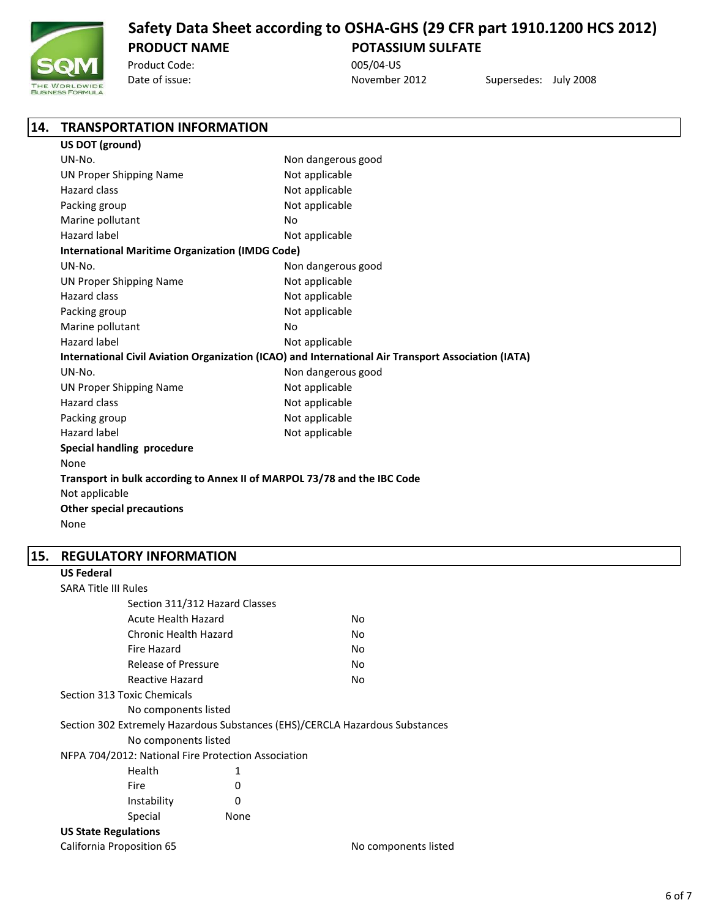## 14. TRANSPORTATION INFORMATION

**US DOT (ground)**

| | |
|---|---|
| UN-No. | Non dangerous good |
| UN Proper Shipping Name | Not applicable |
| Hazard class | Not applicable |
| Packing group | Not applicable |
| Marine pollutant | No |
| Hazard label | Not applicable |

**International Maritime Organization (IMDG Code)**

| | |
|---|---|
| UN-No. | Non dangerous good |
| UN Proper Shipping Name | Not applicable |
| Hazard class | Not applicable |
| Packing group | Not applicable |
| Marine pollutant | No |
| Hazard label | Not applicable |

**International Civil Aviation Organization (ICAO) and International Air Transport Association (IATA)**

| | |
|---|---|
| UN-No. | Non dangerous good |
| UN Proper Shipping Name | Not applicable |
| Hazard class | Not applicable |
| Packing group | Not applicable |
| Hazard label | Not applicable |

**Special handling procedure**

None

**Transport in bulk according to Annex II of MARPOL 73/78 and the IBC Code**

Not applicable

**Other special precautions**

None

## 15. REGULATORY INFORMATION

**US Federal**

SARA Title III Rules

Section 311/312 Hazard Classes

| | |
|---|---|
| Acute Health Hazard | No |
| Chronic Health Hazard | No |
| Fire Hazard | No |
| Release of Pressure | No |
| Reactive Hazard | No |

Section 313 Toxic Chemicals

No components listed

Section 302 Extremely Hazardous Substances (EHS)/CERCLA Hazardous Substances

No components listed

NFPA 704/2012: National Fire Protection Association

| | |
|---|---|
| Health | 1 |
| Fire | 0 |
| Instability | 0 |
| Special | None |

**US State Regulations**

California Proposition 65: No components listed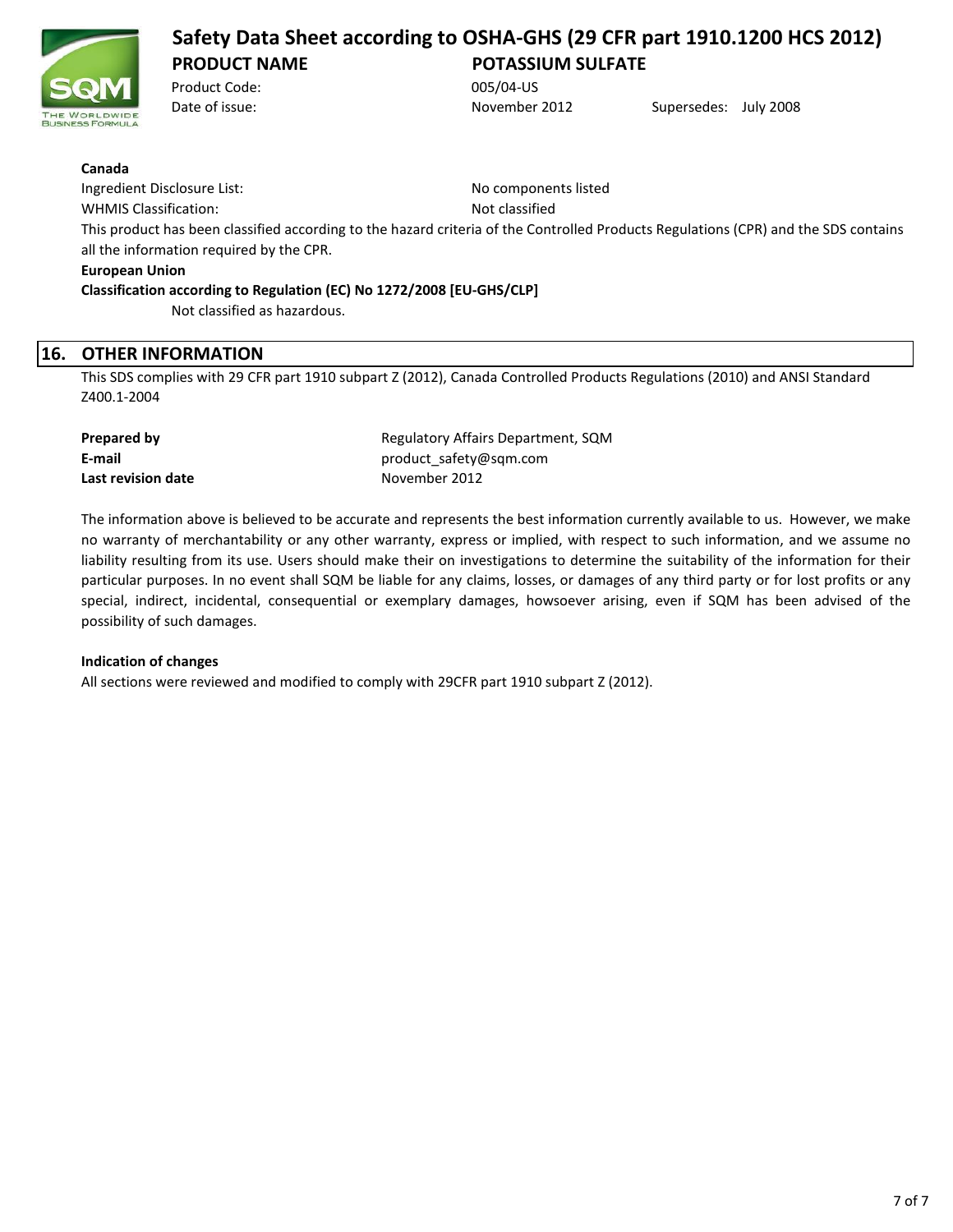**Canada**

Ingredient Disclosure List: No components listed

WHMIS Classification: Not classified

This product has been classified according to the hazard criteria of the Controlled Products Regulations (CPR) and the SDS contains all the information required by the CPR.

**European Union**

**Classification according to Regulation (EC) No 1272/2008 [EU-GHS/CLP]**

Not classified as hazardous.

## 16. OTHER INFORMATION

This SDS complies with 29 CFR part 1910 subpart Z (2012), Canada Controlled Products Regulations (2010) and ANSI Standard Z400.1-2004

| | |
|---|---|
| **Prepared by** | Regulatory Affairs Department, SQM |
| **E-mail** | product_safety@sqm.com |
| **Last revision date** | November 2012 |

The information above is believed to be accurate and represents the best information currently available to us. However, we make no warranty of merchantability or any other warranty, express or implied, with respect to such information, and we assume no liability resulting from its use. Users should make their on investigations to determine the suitability of the information for their particular purposes. In no event shall SQM be liable for any claims, losses, or damages of any third party or for lost profits or any special, indirect, incidental, consequential or exemplary damages, howsoever arising, even if SQM has been advised of the possibility of such damages.

**Indication of changes**

All sections were reviewed and modified to comply with 29CFR part 1910 subpart Z (2012).